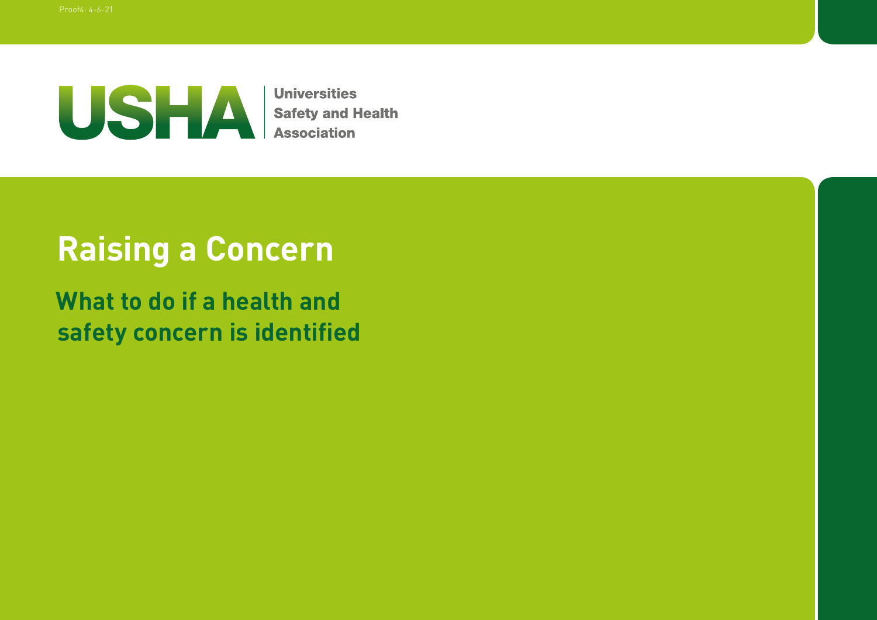Proof4: 4-6-21

USHA | Universities Safety and Health Association

# Raising a Concern

## What to do if a health and safety concern is identified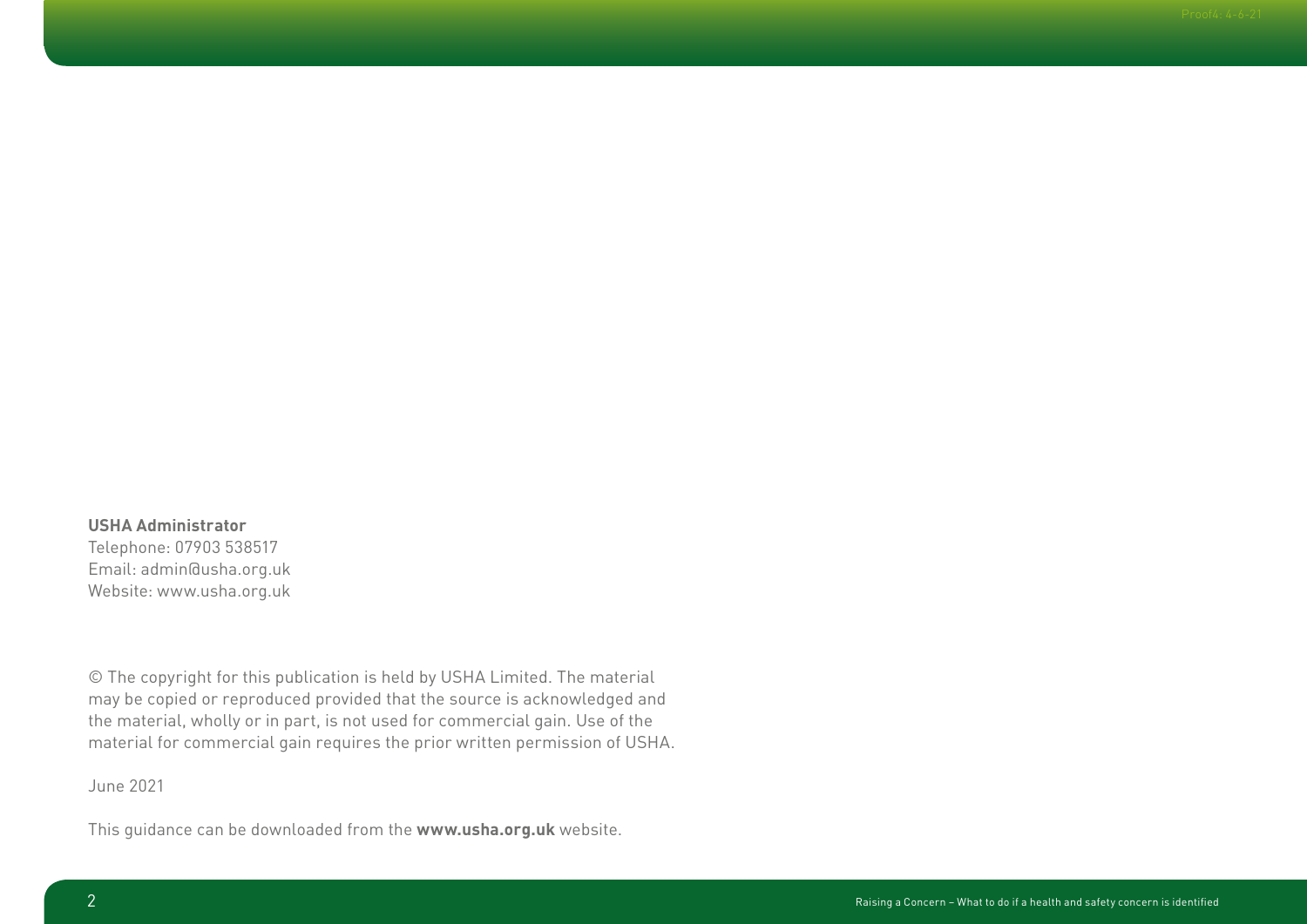**USHA Administrator**
Telephone: 07903 538517
Email: admin@usha.org.uk
Website: www.usha.org.uk

© The copyright for this publication is held by USHA Limited. The material may be copied or reproduced provided that the source is acknowledged and the material, wholly or in part, is not used for commercial gain. Use of the material for commercial gain requires the prior written permission of USHA.

June 2021

This guidance can be downloaded from the **www.usha.org.uk** website.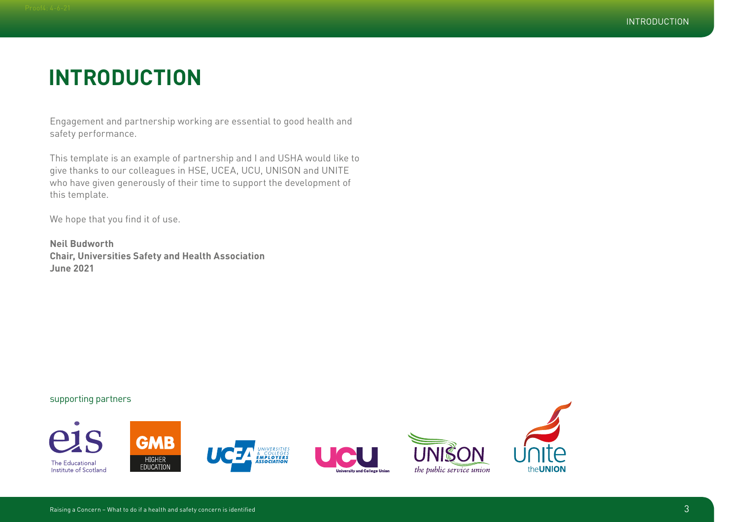# INTRODUCTION

Engagement and partnership working are essential to good health and safety performance.

This template is an example of partnership and I and USHA would like to give thanks to our colleagues in HSE, UCEA, UCU, UNISON and UNITE who have given generously of their time to support the development of this template.

We hope that you find it of use.

**Neil Budworth**
**Chair, Universities Safety and Health Association**
**June 2021**

supporting partners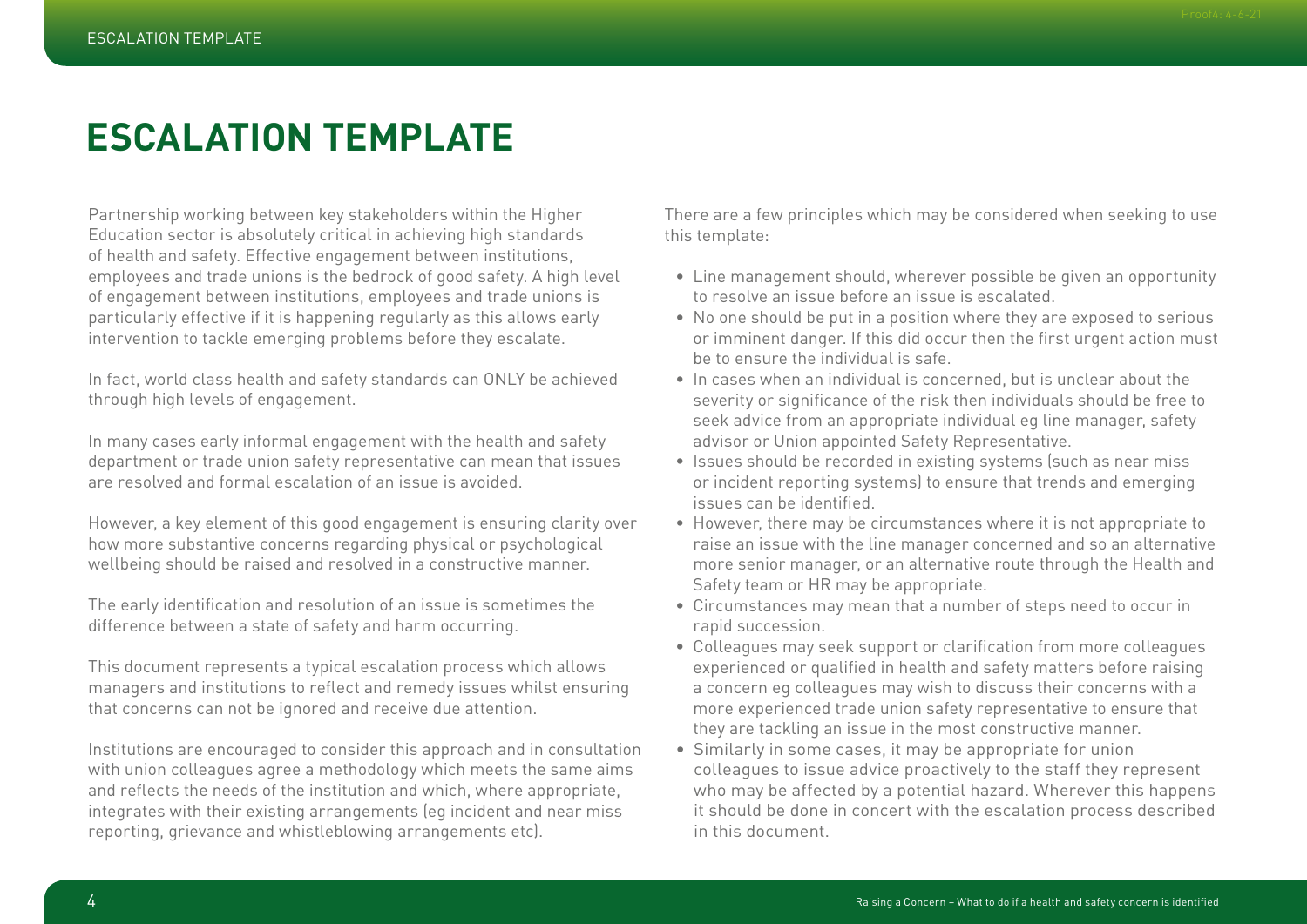# ESCALATION TEMPLATE

Partnership working between key stakeholders within the Higher Education sector is absolutely critical in achieving high standards of health and safety. Effective engagement between institutions, employees and trade unions is the bedrock of good safety. A high level of engagement between institutions, employees and trade unions is particularly effective if it is happening regularly as this allows early intervention to tackle emerging problems before they escalate.

In fact, world class health and safety standards can ONLY be achieved through high levels of engagement.

In many cases early informal engagement with the health and safety department or trade union safety representative can mean that issues are resolved and formal escalation of an issue is avoided.

However, a key element of this good engagement is ensuring clarity over how more substantive concerns regarding physical or psychological wellbeing should be raised and resolved in a constructive manner.

The early identification and resolution of an issue is sometimes the difference between a state of safety and harm occurring.

This document represents a typical escalation process which allows managers and institutions to reflect and remedy issues whilst ensuring that concerns can not be ignored and receive due attention.

Institutions are encouraged to consider this approach and in consultation with union colleagues agree a methodology which meets the same aims and reflects the needs of the institution and which, where appropriate, integrates with their existing arrangements (eg incident and near miss reporting, grievance and whistleblowing arrangements etc).

There are a few principles which may be considered when seeking to use this template:

- Line management should, wherever possible be given an opportunity to resolve an issue before an issue is escalated.
- No one should be put in a position where they are exposed to serious or imminent danger. If this did occur then the first urgent action must be to ensure the individual is safe.
- In cases when an individual is concerned, but is unclear about the severity or significance of the risk then individuals should be free to seek advice from an appropriate individual eg line manager, safety advisor or Union appointed Safety Representative.
- Issues should be recorded in existing systems (such as near miss or incident reporting systems) to ensure that trends and emerging issues can be identified.
- However, there may be circumstances where it is not appropriate to raise an issue with the line manager concerned and so an alternative more senior manager, or an alternative route through the Health and Safety team or HR may be appropriate.
- Circumstances may mean that a number of steps need to occur in rapid succession.
- Colleagues may seek support or clarification from more colleagues experienced or qualified in health and safety matters before raising a concern eg colleagues may wish to discuss their concerns with a more experienced trade union safety representative to ensure that they are tackling an issue in the most constructive manner.
- Similarly in some cases, it may be appropriate for union colleagues to issue advice proactively to the staff they represent who may be affected by a potential hazard. Wherever this happens it should be done in concert with the escalation process described in this document.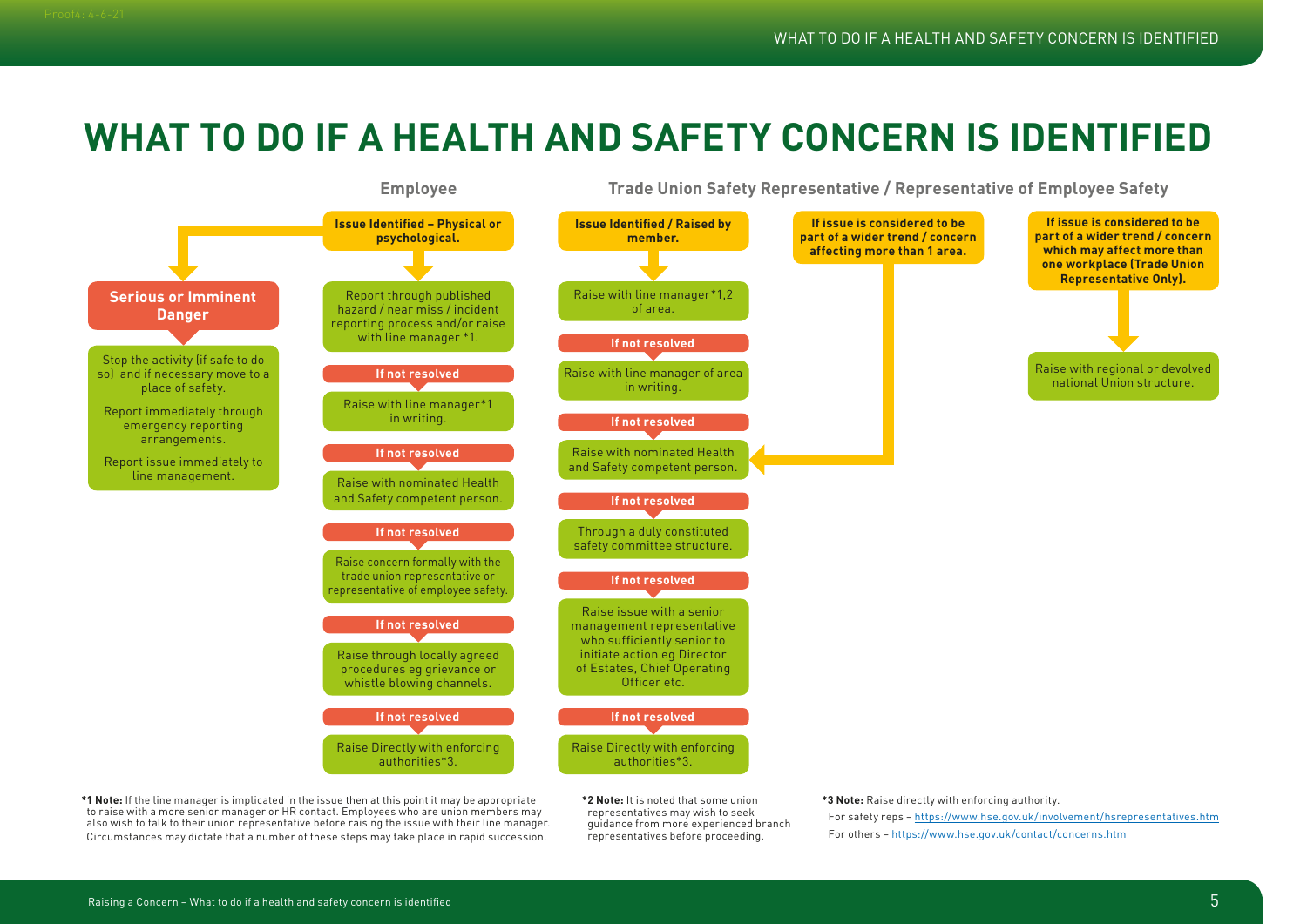# WHAT TO DO IF A HEALTH AND SAFETY CONCERN IS IDENTIFIED

## Employee

**Issue Identified – Physical or psychological.**

**Serious or Imminent Danger**

- Stop the activity (if safe to do so) and if necessary move to a place of safety.
- Report immediately through emergency reporting arrangements.
- Report issue immediately to line management.

Otherwise:

1. Report through published hazard / near miss / incident reporting process and/or raise with line manager *1.
2. **If not resolved** – Raise with line manager*1 in writing.
3. **If not resolved** – Raise with nominated Health and Safety competent person.
4. **If not resolved** – Raise concern formally with the trade union representative or representative of employee safety.
5. **If not resolved** – Raise through locally agreed procedures eg grievance or whistle blowing channels.
6. **If not resolved** – Raise Directly with enforcing authorities*3.

## Trade Union Safety Representative / Representative of Employee Safety

**Issue Identified / Raised by member.**

1. Raise with line manager*1,2 of area.
2. **If not resolved** – Raise with line manager of area in writing.
3. **If not resolved** – Raise with nominated Health and Safety competent person.
4. **If not resolved** – Through a duly constituted safety committee structure.
5. **If not resolved** – Raise issue with a senior management representative who sufficiently senior to initiate action eg Director of Estates, Chief Operating Officer etc.
6. **If not resolved** – Raise Directly with enforcing authorities*3.

**If issue is considered to be part of a wider trend / concern affecting more than 1 area.** → Raise with nominated Health and Safety competent person.

**If issue is considered to be part of a wider trend / concern which may affect more than one workplace (Trade Union Representative Only).** → Raise with regional or devolved national Union structure.

---

***1 Note:** If the line manager is implicated in the issue then at this point it may be appropriate to raise with a more senior manager or HR contact. Employees who are union members may also wish to talk to their union representative before raising the issue with their line manager. Circumstances may dictate that a number of these steps may take place in rapid succession.

***2 Note:** It is noted that some union representatives may wish to seek guidance from more experienced branch representatives before proceeding.

***3 Note:** Raise directly with enforcing authority.
For safety reps – https://www.hse.gov.uk/involvement/hsrepresentatives.htm
For others – https://www.hse.gov.uk/contact/concerns.htm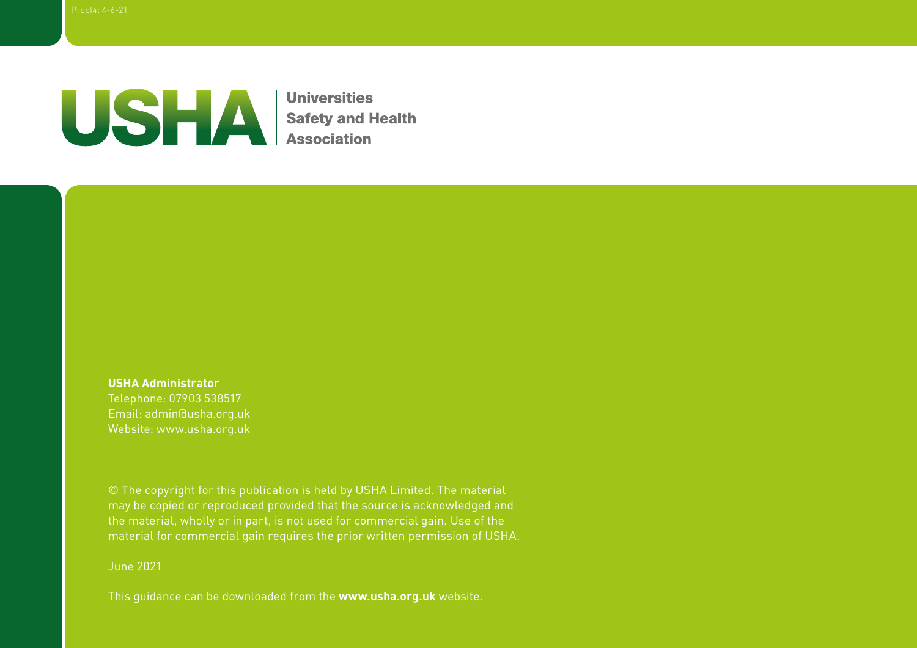# USHA

Universities Safety and Health Association

**USHA Administrator**
Telephone: 07903 538517
Email: admin@usha.org.uk
Website: www.usha.org.uk

© The copyright for this publication is held by USHA Limited. The material may be copied or reproduced provided that the source is acknowledged and the material, wholly or in part, is not used for commercial gain. Use of the material for commercial gain requires the prior written permission of USHA.

June 2021

This guidance can be downloaded from the **www.usha.org.uk** website.